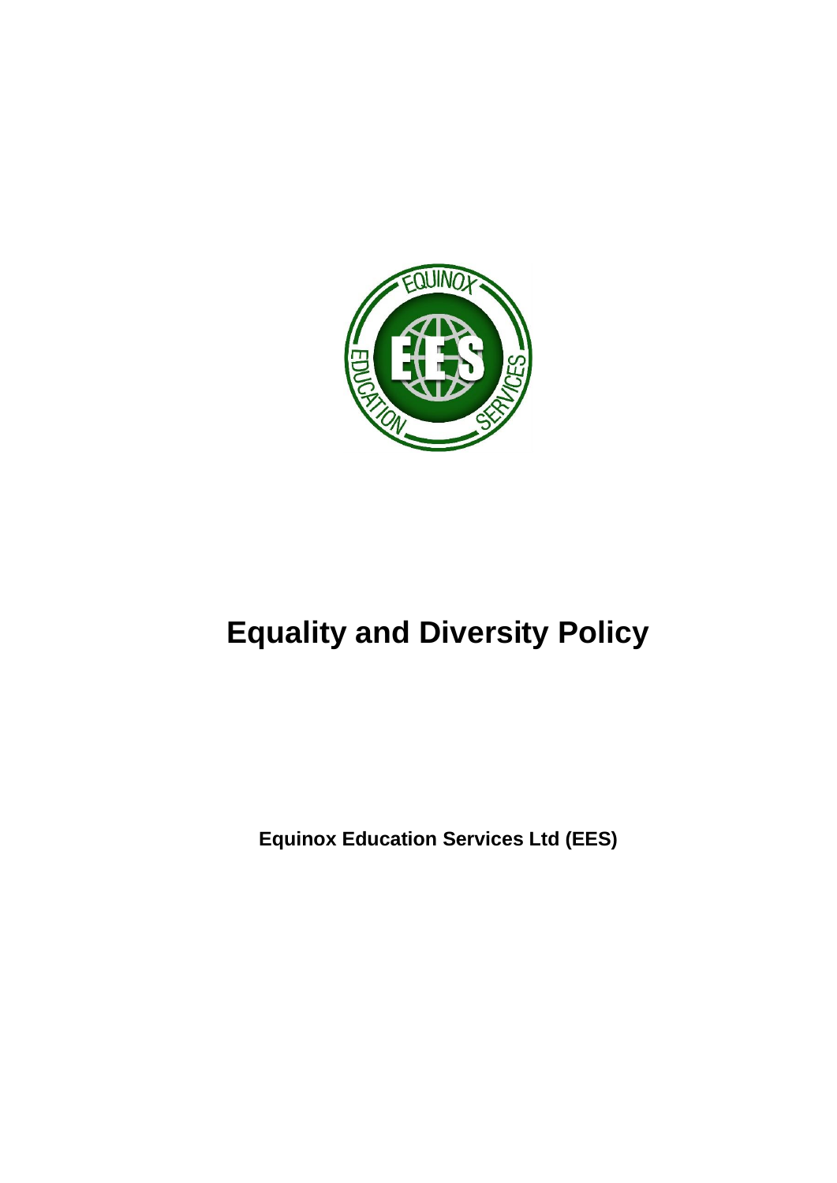# Equality and Diversity Policy

**Equinox Education Services Ltd (EES)**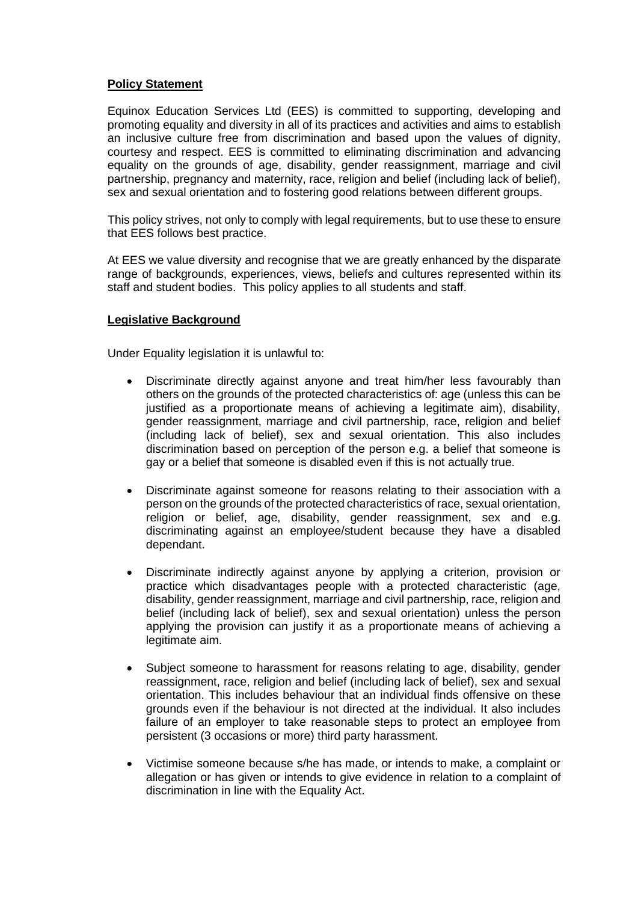**Policy Statement**

Equinox Education Services Ltd (EES) is committed to supporting, developing and promoting equality and diversity in all of its practices and activities and aims to establish an inclusive culture free from discrimination and based upon the values of dignity, courtesy and respect. EES is committed to eliminating discrimination and advancing equality on the grounds of age, disability, gender reassignment, marriage and civil partnership, pregnancy and maternity, race, religion and belief (including lack of belief), sex and sexual orientation and to fostering good relations between different groups.

This policy strives, not only to comply with legal requirements, but to use these to ensure that EES follows best practice.

At EES we value diversity and recognise that we are greatly enhanced by the disparate range of backgrounds, experiences, views, beliefs and cultures represented within its staff and student bodies. This policy applies to all students and staff.

**Legislative Background**

Under Equality legislation it is unlawful to:

- Discriminate directly against anyone and treat him/her less favourably than others on the grounds of the protected characteristics of: age (unless this can be justified as a proportionate means of achieving a legitimate aim), disability, gender reassignment, marriage and civil partnership, race, religion and belief (including lack of belief), sex and sexual orientation. This also includes discrimination based on perception of the person e.g. a belief that someone is gay or a belief that someone is disabled even if this is not actually true.

- Discriminate against someone for reasons relating to their association with a person on the grounds of the protected characteristics of race, sexual orientation, religion or belief, age, disability, gender reassignment, sex and e.g. discriminating against an employee/student because they have a disabled dependant.

- Discriminate indirectly against anyone by applying a criterion, provision or practice which disadvantages people with a protected characteristic (age, disability, gender reassignment, marriage and civil partnership, race, religion and belief (including lack of belief), sex and sexual orientation) unless the person applying the provision can justify it as a proportionate means of achieving a legitimate aim.

- Subject someone to harassment for reasons relating to age, disability, gender reassignment, race, religion and belief (including lack of belief), sex and sexual orientation. This includes behaviour that an individual finds offensive on these grounds even if the behaviour is not directed at the individual. It also includes failure of an employer to take reasonable steps to protect an employee from persistent (3 occasions or more) third party harassment.

- Victimise someone because s/he has made, or intends to make, a complaint or allegation or has given or intends to give evidence in relation to a complaint of discrimination in line with the Equality Act.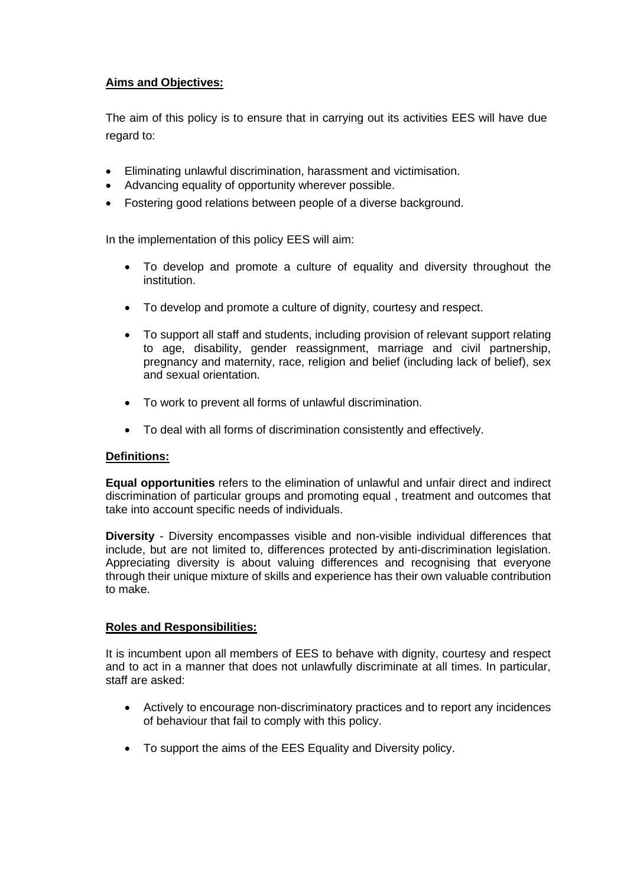**Aims and Objectives:**

The aim of this policy is to ensure that in carrying out its activities EES will have due regard to:

- Eliminating unlawful discrimination, harassment and victimisation.
- Advancing equality of opportunity wherever possible.
- Fostering good relations between people of a diverse background.

In the implementation of this policy EES will aim:

- To develop and promote a culture of equality and diversity throughout the institution.
- To develop and promote a culture of dignity, courtesy and respect.
- To support all staff and students, including provision of relevant support relating to age, disability, gender reassignment, marriage and civil partnership, pregnancy and maternity, race, religion and belief (including lack of belief), sex and sexual orientation.
- To work to prevent all forms of unlawful discrimination.
- To deal with all forms of discrimination consistently and effectively.

**Definitions:**

**Equal opportunities** refers to the elimination of unlawful and unfair direct and indirect discrimination of particular groups and promoting equal , treatment and outcomes that take into account specific needs of individuals.

**Diversity** - Diversity encompasses visible and non-visible individual differences that include, but are not limited to, differences protected by anti-discrimination legislation. Appreciating diversity is about valuing differences and recognising that everyone through their unique mixture of skills and experience has their own valuable contribution to make.

**Roles and Responsibilities:**

It is incumbent upon all members of EES to behave with dignity, courtesy and respect and to act in a manner that does not unlawfully discriminate at all times. In particular, staff are asked:

- Actively to encourage non-discriminatory practices and to report any incidences of behaviour that fail to comply with this policy.
- To support the aims of the EES Equality and Diversity policy.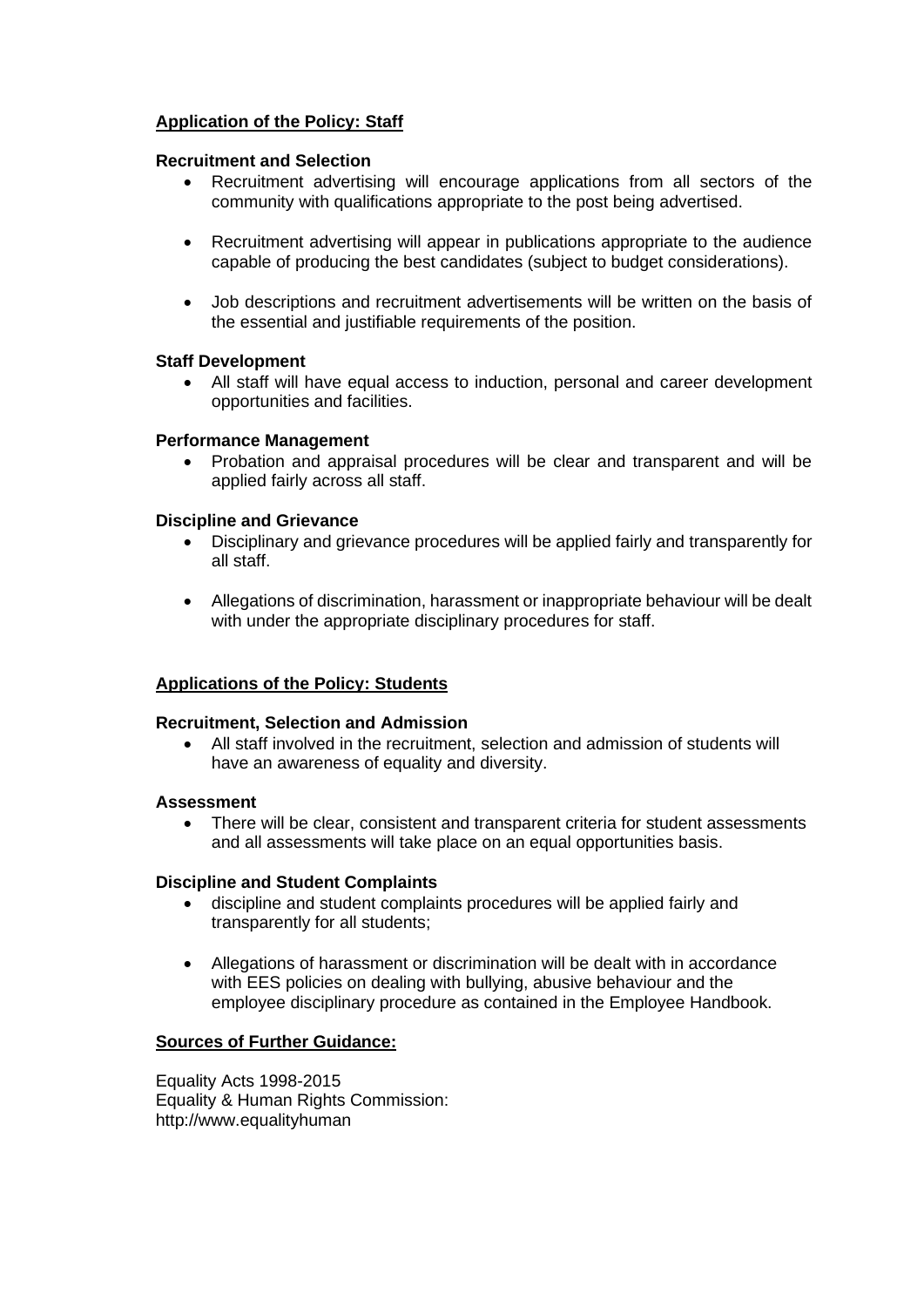## Application of the Policy: Staff

**Recruitment and Selection**

- Recruitment advertising will encourage applications from all sectors of the community with qualifications appropriate to the post being advertised.
- Recruitment advertising will appear in publications appropriate to the audience capable of producing the best candidates (subject to budget considerations).
- Job descriptions and recruitment advertisements will be written on the basis of the essential and justifiable requirements of the position.

**Staff Development**

- All staff will have equal access to induction, personal and career development opportunities and facilities.

**Performance Management**

- Probation and appraisal procedures will be clear and transparent and will be applied fairly across all staff.

**Discipline and Grievance**

- Disciplinary and grievance procedures will be applied fairly and transparently for all staff.
- Allegations of discrimination, harassment or inappropriate behaviour will be dealt with under the appropriate disciplinary procedures for staff.

## Applications of the Policy: Students

**Recruitment, Selection and Admission**

- All staff involved in the recruitment, selection and admission of students will have an awareness of equality and diversity.

**Assessment**

- There will be clear, consistent and transparent criteria for student assessments and all assessments will take place on an equal opportunities basis.

**Discipline and Student Complaints**

- discipline and student complaints procedures will be applied fairly and transparently for all students;
- Allegations of harassment or discrimination will be dealt with in accordance with EES policies on dealing with bullying, abusive behaviour and the employee disciplinary procedure as contained in the Employee Handbook.

## Sources of Further Guidance:

Equality Acts 1998-2015
Equality & Human Rights Commission:
http://www.equalityhuman